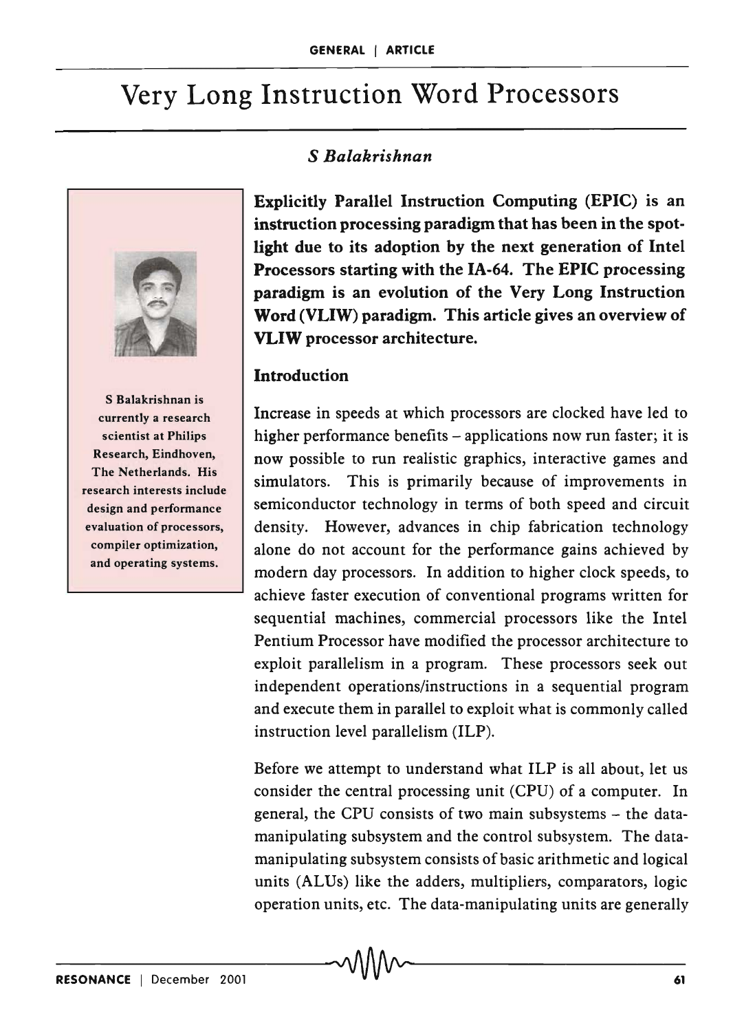# Very Long Instruction Word Processors

*S Balakrishnan*

S Balakrishnan is currently a research scientist at Philips Research, Eindhoven, The Netherlands. His research interests include design and performance evaluation of processors, compiler optimization, and operating systems.

**Explicitly Parallel Instruction Computing (EPIC) is an instruction processing paradigm that has been in the spotlight due to its adoption by the next generation of Intel Processors starting with the IA-64. The EPIC processing paradigm is an evolution of the Very Long Instruction Word (VLIW) paradigm. This article gives an overview of VLIW processor architecture.**

## Introduction

Increase in speeds at which processors are clocked have led to higher performance benefits – applications now run faster; it is now possible to run realistic graphics, interactive games and simulators. This is primarily because of improvements in semiconductor technology in terms of both speed and circuit density. However, advances in chip fabrication technology alone do not account for the performance gains achieved by modern day processors. In addition to higher clock speeds, to achieve faster execution of conventional programs written for sequential machines, commercial processors like the Intel Pentium Processor have modified the processor architecture to exploit parallelism in a program. These processors seek out independent operations/instructions in a sequential program and execute them in parallel to exploit what is commonly called instruction level parallelism (ILP).

Before we attempt to understand what ILP is all about, let us consider the central processing unit (CPU) of a computer. In general, the CPU consists of two main subsystems – the data-manipulating subsystem and the control subsystem. The data-manipulating subsystem consists of basic arithmetic and logical units (ALUs) like the adders, multipliers, comparators, logic operation units, etc. The data-manipulating units are generally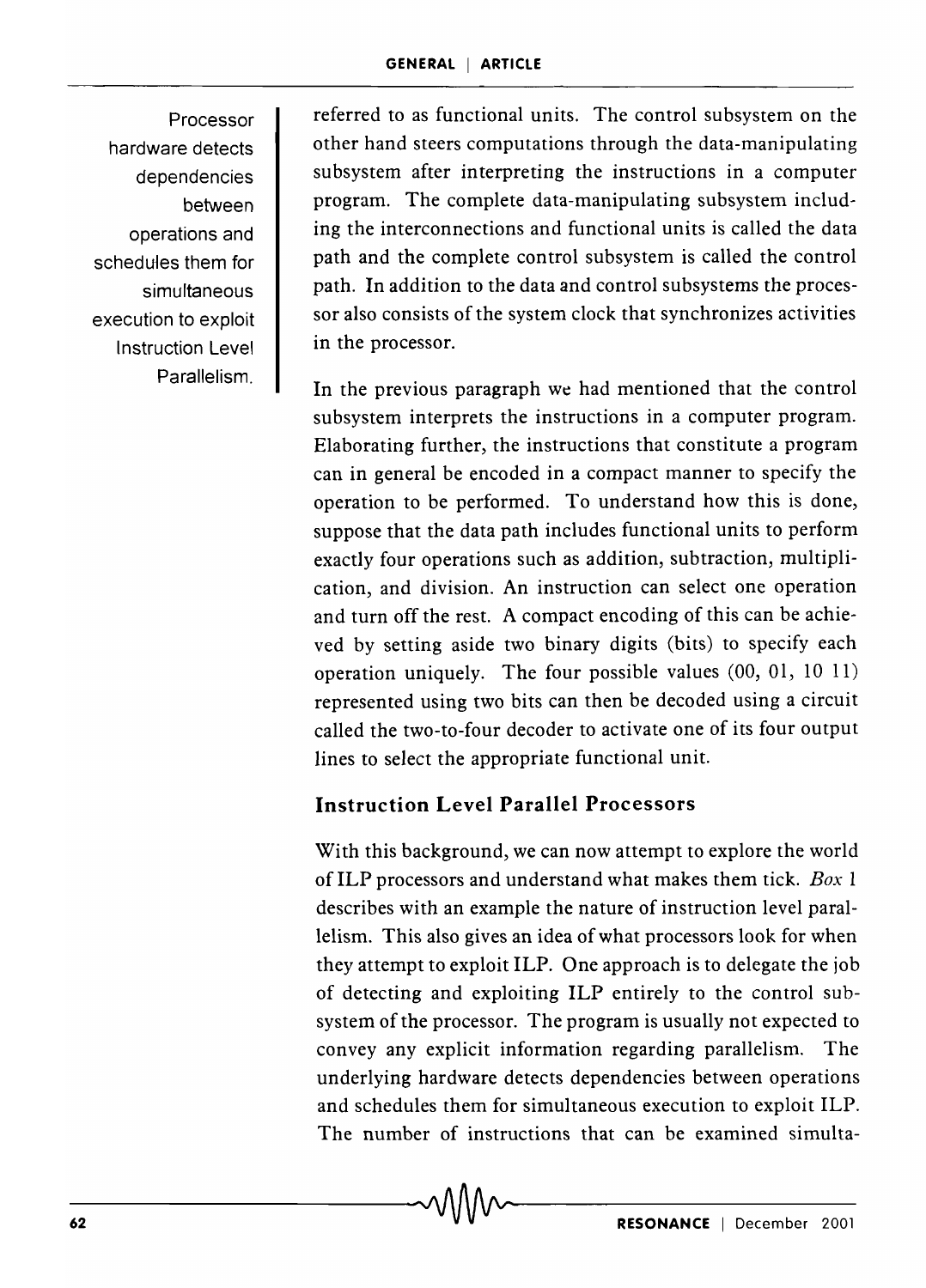Processor hardware detects dependencies between operations and schedules them for simultaneous execution to exploit Instruction Level Parallelism.

referred to as functional units. The control subsystem on the other hand steers computations through the data-manipulating subsystem after interpreting the instructions in a computer program. The complete data-manipulating subsystem including the interconnections and functional units is called the data path and the complete control subsystem is called the control path. In addition to the data and control subsystems the processor also consists of the system clock that synchronizes activities in the processor.

In the previous paragraph we had mentioned that the control subsystem interprets the instructions in a computer program. Elaborating further, the instructions that constitute a program can in general be encoded in a compact manner to specify the operation to be performed. To understand how this is done, suppose that the data path includes functional units to perform exactly four operations such as addition, subtraction, multiplication, and division. An instruction can select one operation and turn off the rest. A compact encoding of this can be achieved by setting aside two binary digits (bits) to specify each operation uniquely. The four possible values (00, 01, 10 11) represented using two bits can then be decoded using a circuit called the two-to-four decoder to activate one of its four output lines to select the appropriate functional unit.

## Instruction Level Parallel Processors

With this background, we can now attempt to explore the world of ILP processors and understand what makes them tick. *Box 1* describes with an example the nature of instruction level parallelism. This also gives an idea of what processors look for when they attempt to exploit ILP. One approach is to delegate the job of detecting and exploiting ILP entirely to the control subsystem of the processor. The program is usually not expected to convey any explicit information regarding parallelism. The underlying hardware detects dependencies between operations and schedules them for simultaneous execution to exploit ILP. The number of instructions that can be examined simulta-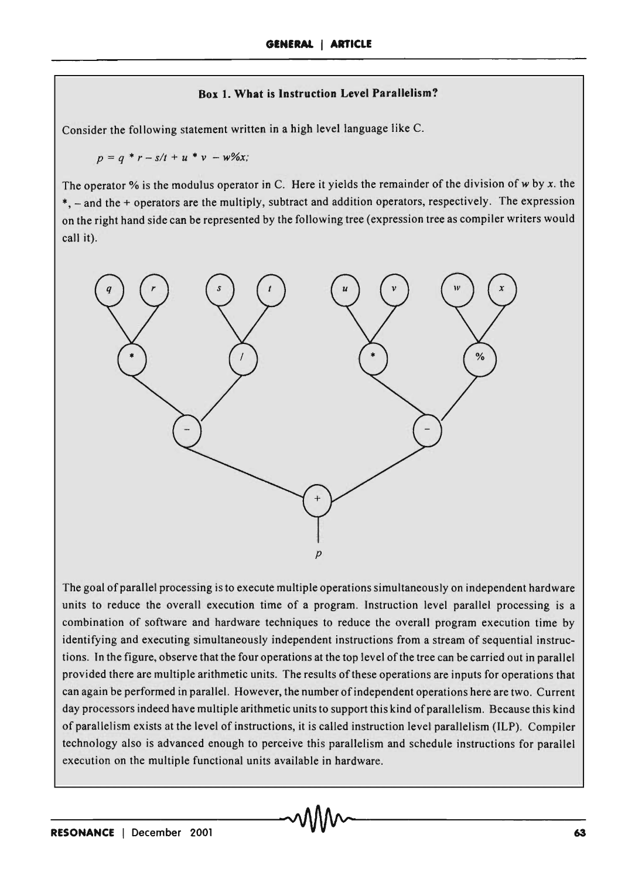### Box 1. What is Instruction Level Parallelism?

Consider the following statement written in a high level language like C.

$$p = q * r - s/t + u * v - w\%x;$$

The operator % is the modulus operator in C. Here it yields the remainder of the division of $w$ by $x$. the *, – and the + operators are the multiply, subtract and addition operators, respectively. The expression on the right hand side can be represented by the following tree (expression tree as compiler writers would call it).

The goal of parallel processing is to execute multiple operations simultaneously on independent hardware units to reduce the overall execution time of a program. Instruction level parallel processing is a combination of software and hardware techniques to reduce the overall program execution time by identifying and executing simultaneously independent instructions from a stream of sequential instructions. In the figure, observe that the four operations at the top level of the tree can be carried out in parallel provided there are multiple arithmetic units. The results of these operations are inputs for operations that can again be performed in parallel. However, the number of independent operations here are two. Current day processors indeed have multiple arithmetic units to support this kind of parallelism. Because this kind of parallelism exists at the level of instructions, it is called instruction level parallelism (ILP). Compiler technology also is advanced enough to perceive this parallelism and schedule instructions for parallel execution on the multiple functional units available in hardware.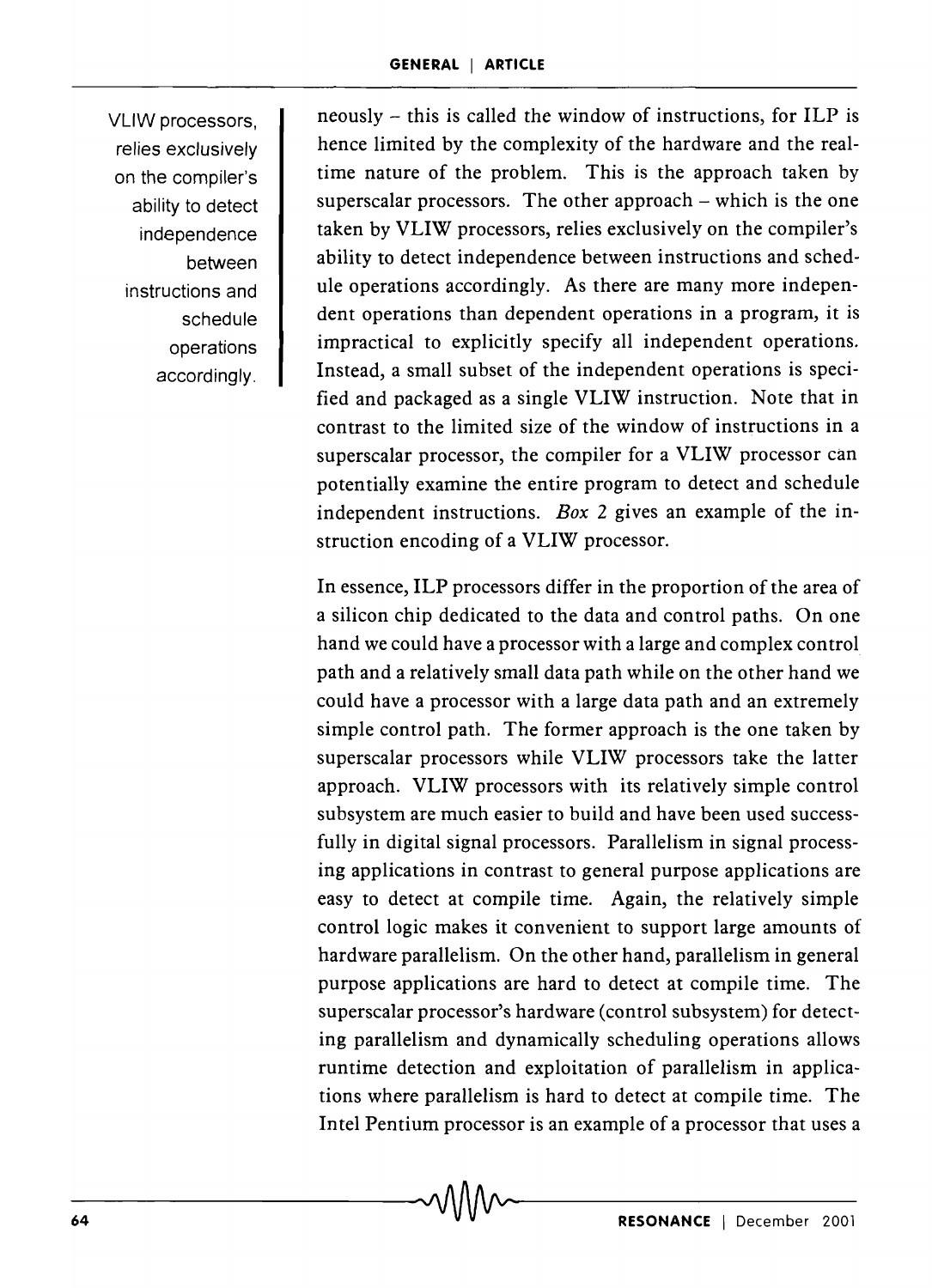neously – this is called the window of instructions, for ILP is hence limited by the complexity of the hardware and the real-time nature of the problem. This is the approach taken by superscalar processors. The other approach – which is the one taken by VLIW processors, relies exclusively on the compiler's ability to detect independence between instructions and schedule operations accordingly. As there are many more independent operations than dependent operations in a program, it is impractical to explicitly specify all independent operations. Instead, a small subset of the independent operations is specified and packaged as a single VLIW instruction. Note that in contrast to the limited size of the window of instructions in a superscalar processor, the compiler for a VLIW processor can potentially examine the entire program to detect and schedule independent instructions. *Box 2* gives an example of the instruction encoding of a VLIW processor.

VLIW processors, relies exclusively on the compiler's ability to detect independence between instructions and schedule operations accordingly.

In essence, ILP processors differ in the proportion of the area of a silicon chip dedicated to the data and control paths. On one hand we could have a processor with a large and complex control path and a relatively small data path while on the other hand we could have a processor with a large data path and an extremely simple control path. The former approach is the one taken by superscalar processors while VLIW processors take the latter approach. VLIW processors with its relatively simple control subsystem are much easier to build and have been used successfully in digital signal processors. Parallelism in signal processing applications in contrast to general purpose applications are easy to detect at compile time. Again, the relatively simple control logic makes it convenient to support large amounts of hardware parallelism. On the other hand, parallelism in general purpose applications are hard to detect at compile time. The superscalar processor's hardware (control subsystem) for detecting parallelism and dynamically scheduling operations allows runtime detection and exploitation of parallelism in applications where parallelism is hard to detect at compile time. The Intel Pentium processor is an example of a processor that uses a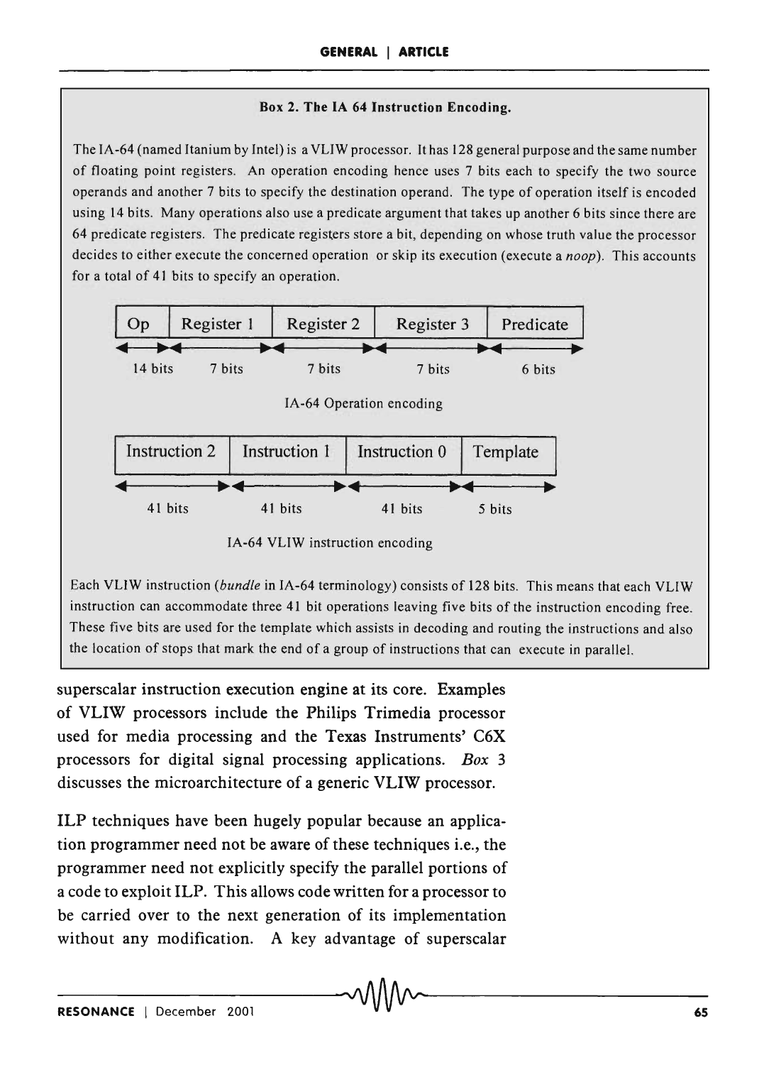**Box 2. The IA 64 Instruction Encoding.**

The IA-64 (named Itanium by Intel) is a VLIW processor. It has 128 general purpose and the same number of floating point registers. An operation encoding hence uses 7 bits each to specify the two source operands and another 7 bits to specify the destination operand. The type of operation itself is encoded using 14 bits. Many operations also use a predicate argument that takes up another 6 bits since there are 64 predicate registers. The predicate registers store a bit, depending on whose truth value the processor decides to either execute the concerned operation or skip its execution (execute a *noop*). This accounts for a total of 41 bits to specify an operation.

| Op | Register 1 | Register 2 | Register 3 | Predicate |
|---|---|---|---|---|
| 14 bits | 7 bits | 7 bits | 7 bits | 6 bits |

IA-64 Operation encoding

| Instruction 2 | Instruction 1 | Instruction 0 | Template |
|---|---|---|---|
| 41 bits | 41 bits | 41 bits | 5 bits |

IA-64 VLIW instruction encoding

Each VLIW instruction (*bundle* in IA-64 terminology) consists of 128 bits. This means that each VLIW instruction can accommodate three 41 bit operations leaving five bits of the instruction encoding free. These five bits are used for the template which assists in decoding and routing the instructions and also the location of stops that mark the end of a group of instructions that can execute in parallel.

superscalar instruction execution engine at its core. Examples of VLIW processors include the Philips Trimedia processor used for media processing and the Texas Instruments' C6X processors for digital signal processing applications. *Box* 3 discusses the microarchitecture of a generic VLIW processor.

ILP techniques have been hugely popular because an application programmer need not be aware of these techniques i.e., the programmer need not explicitly specify the parallel portions of a code to exploit ILP. This allows code written for a processor to be carried over to the next generation of its implementation without any modification. A key advantage of superscalar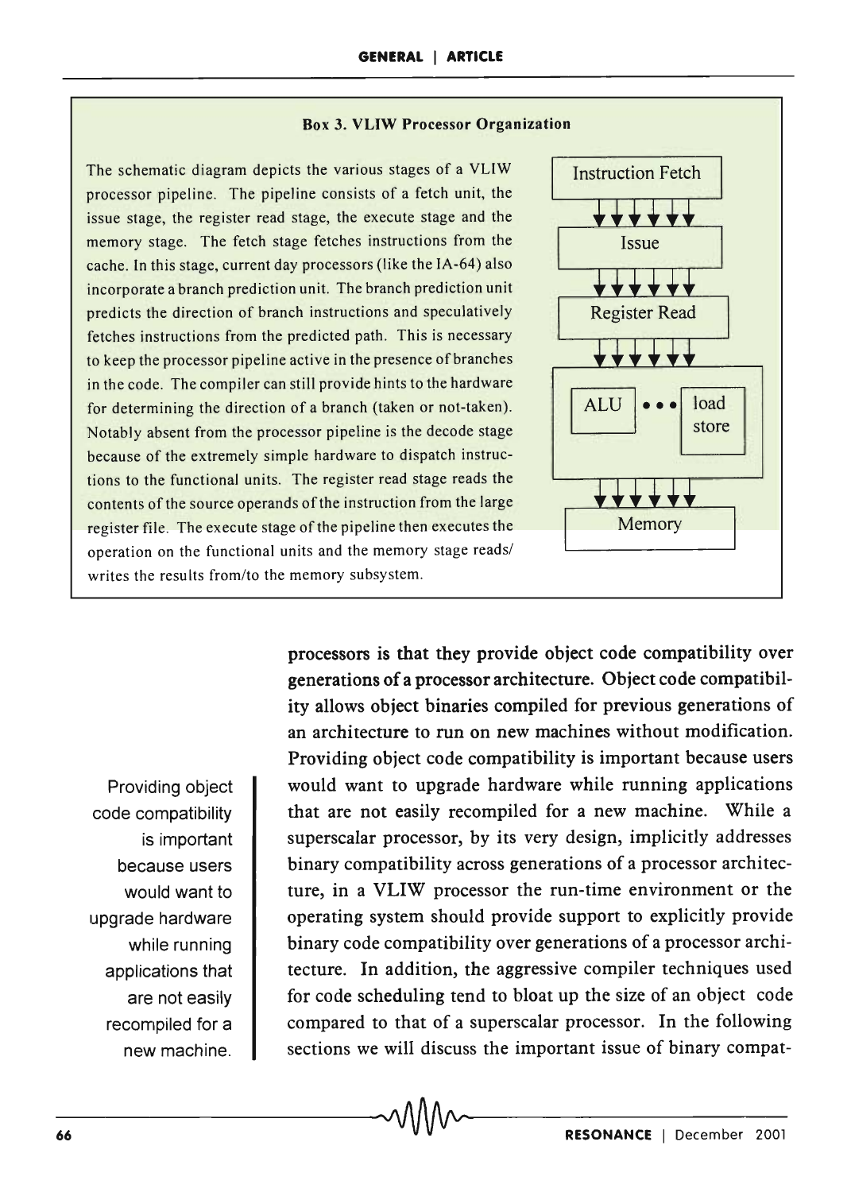**Box 3. VLIW Processor Organization**

The schematic diagram depicts the various stages of a VLIW processor pipeline. The pipeline consists of a fetch unit, the issue stage, the register read stage, the execute stage and the memory stage. The fetch stage fetches instructions from the cache. In this stage, current day processors (like the IA-64) also incorporate a branch prediction unit. The branch prediction unit predicts the direction of branch instructions and speculatively fetches instructions from the predicted path. This is necessary to keep the processor pipeline active in the presence of branches in the code. The compiler can still provide hints to the hardware for determining the direction of a branch (taken or not-taken). Notably absent from the processor pipeline is the decode stage because of the extremely simple hardware to dispatch instructions to the functional units. The register read stage reads the contents of the source operands of the instruction from the large register file. The execute stage of the pipeline then executes the operation on the functional units and the memory stage reads/writes the results from/to the memory subsystem.

Instruction Fetch

Issue

Register Read

ALU ••• load store

Memory

processors is that they provide object code compatibility over generations of a processor architecture. Object code compatibility allows object binaries compiled for previous generations of an architecture to run on new machines without modification. Providing object code compatibility is important because users would want to upgrade hardware while running applications that are not easily recompiled for a new machine. While a superscalar processor, by its very design, implicitly addresses binary compatibility across generations of a processor architecture, in a VLIW processor the run-time environment or the operating system should provide support to explicitly provide binary code compatibility over generations of a processor architecture. In addition, the aggressive compiler techniques used for code scheduling tend to bloat up the size of an object code compared to that of a superscalar processor. In the following sections we will discuss the important issue of binary compat-

> Providing object code compatibility is important because users would want to upgrade hardware while running applications that are not easily recompiled for a new machine.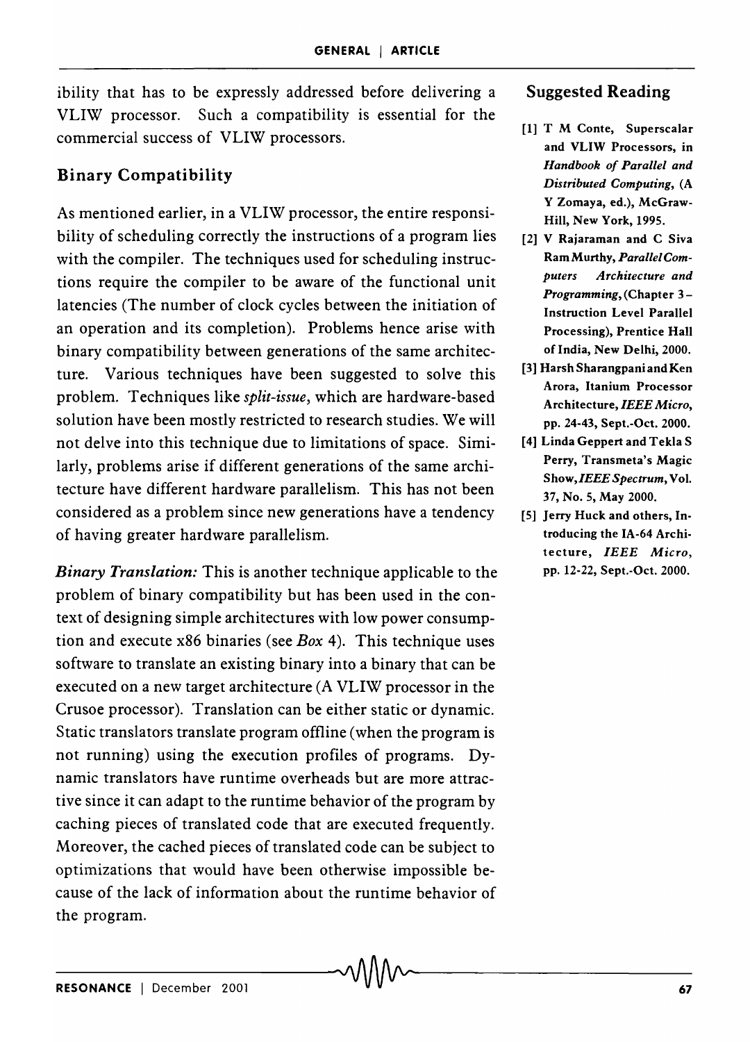ibility that has to be expressly addressed before delivering a VLIW processor. Such a compatibility is essential for the commercial success of VLIW processors.

## Binary Compatibility

As mentioned earlier, in a VLIW processor, the entire responsibility of scheduling correctly the instructions of a program lies with the compiler. The techniques used for scheduling instructions require the compiler to be aware of the functional unit latencies (The number of clock cycles between the initiation of an operation and its completion). Problems hence arise with binary compatibility between generations of the same architecture. Various techniques have been suggested to solve this problem. Techniques like *split-issue*, which are hardware-based solution have been mostly restricted to research studies. We will not delve into this technique due to limitations of space. Similarly, problems arise if different generations of the same architecture have different hardware parallelism. This has not been considered as a problem since new generations have a tendency of having greater hardware parallelism.

***Binary Translation:*** This is another technique applicable to the problem of binary compatibility but has been used in the context of designing simple architectures with low power consumption and execute x86 binaries (see *Box* 4). This technique uses software to translate an existing binary into a binary that can be executed on a new target architecture (A VLIW processor in the Crusoe processor). Translation can be either static or dynamic. Static translators translate program offline (when the program is not running) using the execution profiles of programs. Dynamic translators have runtime overheads but are more attractive since it can adapt to the runtime behavior of the program by caching pieces of translated code that are executed frequently. Moreover, the cached pieces of translated code can be subject to optimizations that would have been otherwise impossible because of the lack of information about the runtime behavior of the program.

## Suggested Reading

[1] T M Conte, Superscalar and VLIW Processors, in *Handbook of Parallel and Distributed Computing*, (A Y Zomaya, ed.), McGraw-Hill, New York, 1995.

[2] V Rajaraman and C Siva Ram Murthy, *Parallel Computers Architecture and Programming*, (Chapter 3 – Instruction Level Parallel Processing), Prentice Hall of India, New Delhi, 2000.

[3] Harsh Sharangpani and Ken Arora, Itanium Processor Architecture, *IEEE Micro*, pp. 24-43, Sept.-Oct. 2000.

[4] Linda Geppert and Tekla S Perry, Transmeta's Magic Show, *IEEE Spectrum*, Vol. 37, No. 5, May 2000.

[5] Jerry Huck and others, Introducing the IA-64 Architecture, *IEEE Micro*, pp. 12-22, Sept.-Oct. 2000.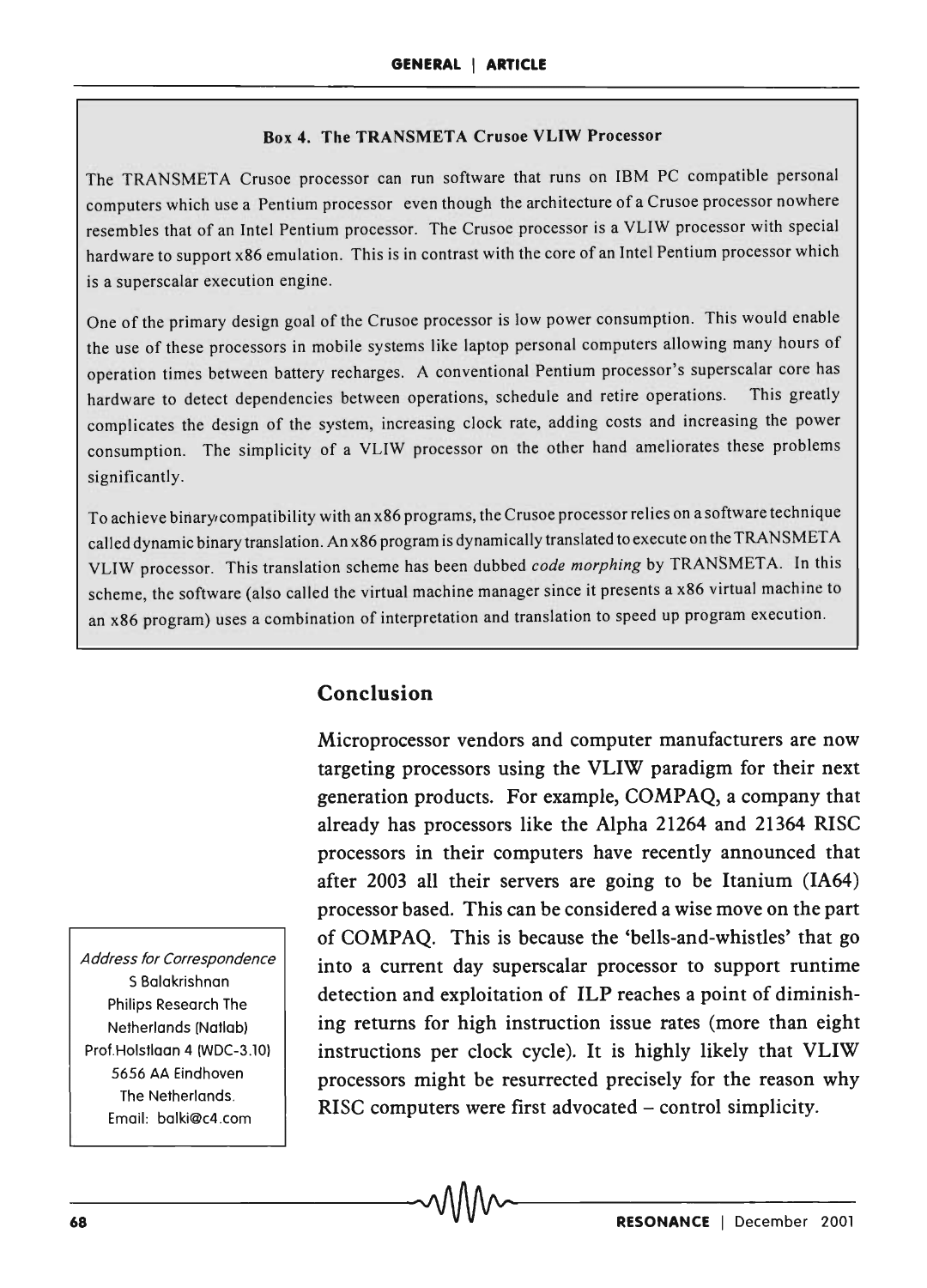**Box 4. The TRANSMETA Crusoe VLIW Processor**

The TRANSMETA Crusoe processor can run software that runs on IBM PC compatible personal computers which use a Pentium processor even though the architecture of a Crusoe processor nowhere resembles that of an Intel Pentium processor. The Crusoe processor is a VLIW processor with special hardware to support x86 emulation. This is in contrast with the core of an Intel Pentium processor which is a superscalar execution engine.

One of the primary design goal of the Crusoe processor is low power consumption. This would enable the use of these processors in mobile systems like laptop personal computers allowing many hours of operation times between battery recharges. A conventional Pentium processor's superscalar core has hardware to detect dependencies between operations, schedule and retire operations. This greatly complicates the design of the system, increasing clock rate, adding costs and increasing the power consumption. The simplicity of a VLIW processor on the other hand ameliorates these problems significantly.

To achieve binary compatibility with an x86 programs, the Crusoe processor relies on a software technique called dynamic binary translation. An x86 program is dynamically translated to execute on the TRANSMETA VLIW processor. This translation scheme has been dubbed *code morphing* by TRANSMETA. In this scheme, the software (also called the virtual machine manager since it presents a x86 virtual machine to an x86 program) uses a combination of interpretation and translation to speed up program execution.

## Conclusion

Microprocessor vendors and computer manufacturers are now targeting processors using the VLIW paradigm for their next generation products. For example, COMPAQ, a company that already has processors like the Alpha 21264 and 21364 RISC processors in their computers have recently announced that after 2003 all their servers are going to be Itanium (IA64) processor based. This can be considered a wise move on the part of COMPAQ. This is because the 'bells-and-whistles' that go into a current day superscalar processor to support runtime detection and exploitation of ILP reaches a point of diminishing returns for high instruction issue rates (more than eight instructions per clock cycle). It is highly likely that VLIW processors might be resurrected precisely for the reason why RISC computers were first advocated – control simplicity.

*Address for Correspondence*
S Balakrishnan
Philips Research The Netherlands (Natlab)
Prof.Holstlaan 4 (WDC-3.10)
5656 AA Eindhoven
The Netherlands.
Email: balki@c4.com